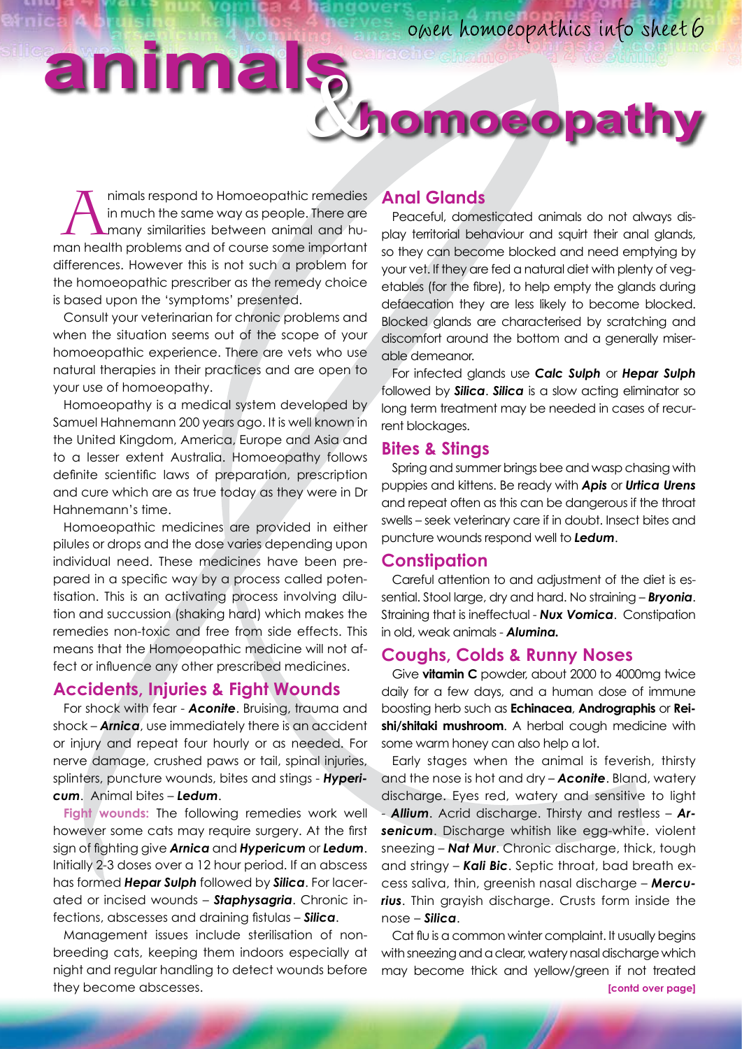owen homoeopathics info sheet 6

# animals & homoeopathy

Animals respond to Homoeopathic remedies in much the same way as people. There are many similarities between animal and human health problems and of course some important differences. However this is not such a problem for the homoeopathic prescriber as the remedy choice is based upon the 'symptoms' presented.

Consult your veterinarian for chronic problems and when the situation seems out of the scope of your homoeopathic experience. There are vets who use natural therapies in their practices and are open to your use of homoeopathy.

Homoeopathy is a medical system developed by Samuel Hahnemann 200 years ago. It is well known in the United Kingdom, America, Europe and Asia and to a lesser extent Australia. Homoeopathy follows definite scientific laws of preparation, prescription and cure which are as true today as they were in Dr Hahnemann's time.

Homoeopathic medicines are provided in either pilules or drops and the dose varies depending upon individual need. These medicines have been prepared in a specific way by a process called potentisation. This is an activating process involving dilution and succussion (shaking hard) which makes the remedies non-toxic and free from side effects. This means that the Homoeopathic medicine will not affect or influence any other prescribed medicines.

## Accidents, Injuries & Fight Wounds

For shock with fear - ***Aconite***. Bruising, trauma and shock – ***Arnica***, use immediately there is an accident or injury and repeat four hourly or as needed. For nerve damage, crushed paws or tail, spinal injuries, splinters, puncture wounds, bites and stings - ***Hypericum***. Animal bites – ***Ledum***.

**Fight wounds:** The following remedies work well however some cats may require surgery. At the first sign of fighting give ***Arnica*** and ***Hypericum*** or ***Ledum***. Initially 2-3 doses over a 12 hour period. If an abscess has formed ***Hepar Sulph*** followed by ***Silica***. For lacerated or incised wounds – ***Staphysagria***. Chronic infections, abscesses and draining fistulas – ***Silica***.

Management issues include sterilisation of non-breeding cats, keeping them indoors especially at night and regular handling to detect wounds before they become abscesses.

## Anal Glands

Peaceful, domesticated animals do not always display territorial behaviour and squirt their anal glands, so they can become blocked and need emptying by your vet. If they are fed a natural diet with plenty of vegetables (for the fibre), to help empty the glands during defaecation they are less likely to become blocked. Blocked glands are characterised by scratching and discomfort around the bottom and a generally miserable demeanor.

For infected glands use ***Calc Sulph*** or ***Hepar Sulph*** followed by ***Silica***. ***Silica*** is a slow acting eliminator so long term treatment may be needed in cases of recurrent blockages.

## Bites & Stings

Spring and summer brings bee and wasp chasing with puppies and kittens. Be ready with ***Apis*** or ***Urtica Urens*** and repeat often as this can be dangerous if the throat swells – seek veterinary care if in doubt. Insect bites and puncture wounds respond well to ***Ledum***.

## Constipation

Careful attention to and adjustment of the diet is essential. Stool large, dry and hard. No straining – ***Bryonia***. Straining that is ineffectual - ***Nux Vomica***. Constipation in old, weak animals - ***Alumina.***

## Coughs, Colds & Runny Noses

Give **vitamin C** powder, about 2000 to 4000mg twice daily for a few days, and a human dose of immune boosting herb such as **Echinacea**, **Andrographis** or **Reishi/shitaki mushroom**. A herbal cough medicine with some warm honey can also help a lot.

Early stages when the animal is feverish, thirsty and the nose is hot and dry – ***Aconite***. Bland, watery discharge. Eyes red, watery and sensitive to light - ***Allium***. Acrid discharge. Thirsty and restless – ***Arsenicum***. Discharge whitish like egg-white. violent sneezing – ***Nat Mur***. Chronic discharge, thick, tough and stringy – ***Kali Bic***. Septic throat, bad breath excess saliva, thin, greenish nasal discharge – ***Mercurius***. Thin grayish discharge. Crusts form inside the nose – ***Silica***.

Cat flu is a common winter complaint. It usually begins with sneezing and a clear, watery nasal discharge which may become thick and yellow/green if not treated

**[contd over page]**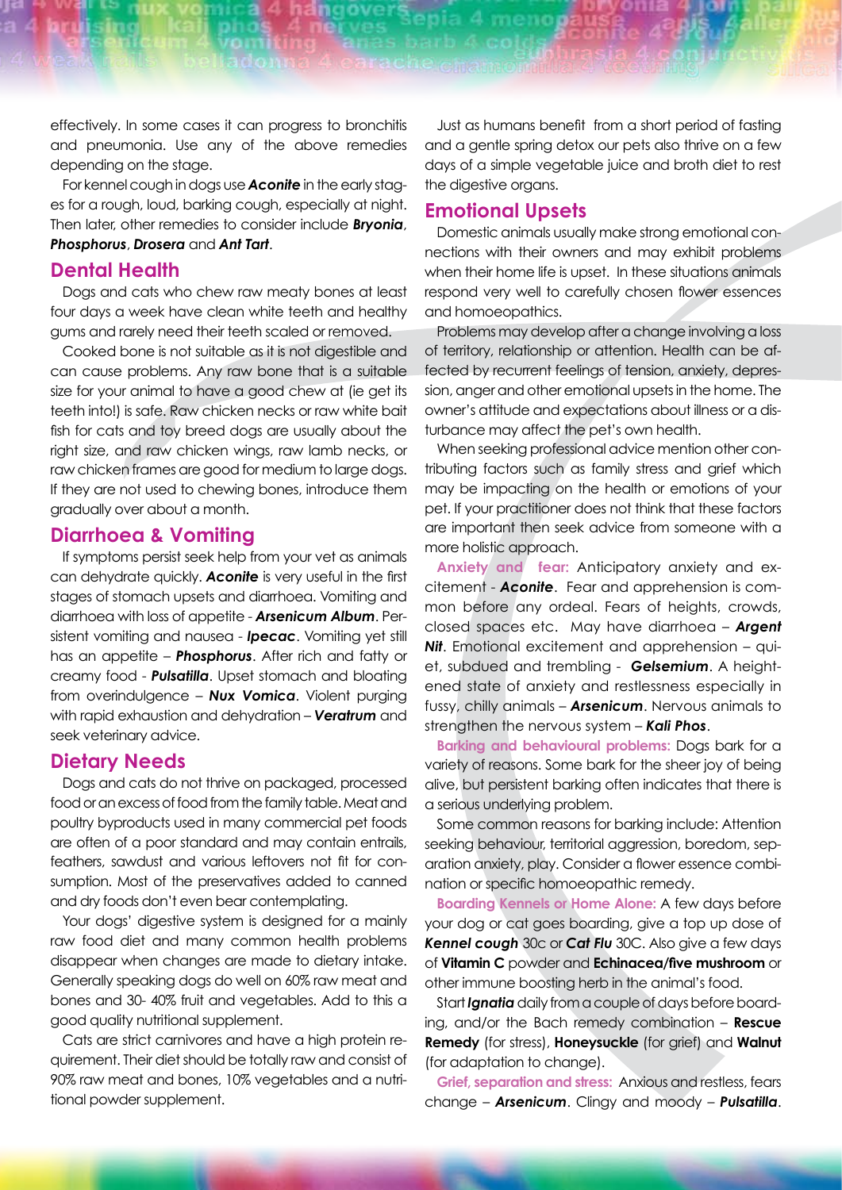effectively. In some cases it can progress to bronchitis and pneumonia. Use any of the above remedies depending on the stage.

For kennel cough in dogs use ***Aconite*** in the early stages for a rough, loud, barking cough, especially at night. Then later, other remedies to consider include ***Bryonia***, ***Phosphorus***, ***Drosera*** and ***Ant Tart***.

## Dental Health

Dogs and cats who chew raw meaty bones at least four days a week have clean white teeth and healthy gums and rarely need their teeth scaled or removed.

Cooked bone is not suitable as it is not digestible and can cause problems. Any raw bone that is a suitable size for your animal to have a good chew at (ie get its teeth into!) is safe. Raw chicken necks or raw white bait fish for cats and toy breed dogs are usually about the right size, and raw chicken wings, raw lamb necks, or raw chicken frames are good for medium to large dogs. If they are not used to chewing bones, introduce them gradually over about a month.

## Diarrhoea & Vomiting

If symptoms persist seek help from your vet as animals can dehydrate quickly. ***Aconite*** is very useful in the first stages of stomach upsets and diarrhoea. Vomiting and diarrhoea with loss of appetite - ***Arsenicum Album***. Persistent vomiting and nausea - ***Ipecac***. Vomiting yet still has an appetite – ***Phosphorus***. After rich and fatty or creamy food - ***Pulsatilla***. Upset stomach and bloating from overindulgence – ***Nux Vomica***. Violent purging with rapid exhaustion and dehydration – ***Veratrum*** and seek veterinary advice.

## Dietary Needs

Dogs and cats do not thrive on packaged, processed food or an excess of food from the family table. Meat and poultry byproducts used in many commercial pet foods are often of a poor standard and may contain entrails, feathers, sawdust and various leftovers not fit for consumption. Most of the preservatives added to canned and dry foods don't even bear contemplating.

Your dogs' digestive system is designed for a mainly raw food diet and many common health problems disappear when changes are made to dietary intake. Generally speaking dogs do well on 60% raw meat and bones and 30- 40% fruit and vegetables. Add to this a good quality nutritional supplement.

Cats are strict carnivores and have a high protein requirement. Their diet should be totally raw and consist of 90% raw meat and bones, 10% vegetables and a nutritional powder supplement.

Just as humans benefit from a short period of fasting and a gentle spring detox our pets also thrive on a few days of a simple vegetable juice and broth diet to rest the digestive organs.

## Emotional Upsets

Domestic animals usually make strong emotional connections with their owners and may exhibit problems when their home life is upset. In these situations animals respond very well to carefully chosen flower essences and homoeopathics.

Problems may develop after a change involving a loss of territory, relationship or attention. Health can be affected by recurrent feelings of tension, anxiety, depression, anger and other emotional upsets in the home. The owner's attitude and expectations about illness or a disturbance may affect the pet's own health.

When seeking professional advice mention other contributing factors such as family stress and grief which may be impacting on the health or emotions of your pet. If your practitioner does not think that these factors are important then seek advice from someone with a more holistic approach.

**Anxiety and fear:** Anticipatory anxiety and excitement - ***Aconite***. Fear and apprehension is common before any ordeal. Fears of heights, crowds, closed spaces etc. May have diarrhoea – ***Argent Nit***. Emotional excitement and apprehension – quiet, subdued and trembling - ***Gelsemium***. A heightened state of anxiety and restlessness especially in fussy, chilly animals – ***Arsenicum***. Nervous animals to strengthen the nervous system – ***Kali Phos***.

**Barking and behavioural problems:** Dogs bark for a variety of reasons. Some bark for the sheer joy of being alive, but persistent barking often indicates that there is a serious underlying problem.

Some common reasons for barking include: Attention seeking behaviour, territorial aggression, boredom, separation anxiety, play. Consider a flower essence combination or specific homoeopathic remedy.

**Boarding Kennels or Home Alone:** A few days before your dog or cat goes boarding, give a top up dose of ***Kennel cough*** 30c or ***Cat Flu*** 30C. Also give a few days of **Vitamin C** powder and **Echinacea/five mushroom** or other immune boosting herb in the animal's food.

Start ***Ignatia*** daily from a couple of days before boarding, and/or the Bach remedy combination – **Rescue Remedy** (for stress), **Honeysuckle** (for grief) and **Walnut** (for adaptation to change).

**Grief, separation and stress:** Anxious and restless, fears change – ***Arsenicum***. Clingy and moody – ***Pulsatilla***.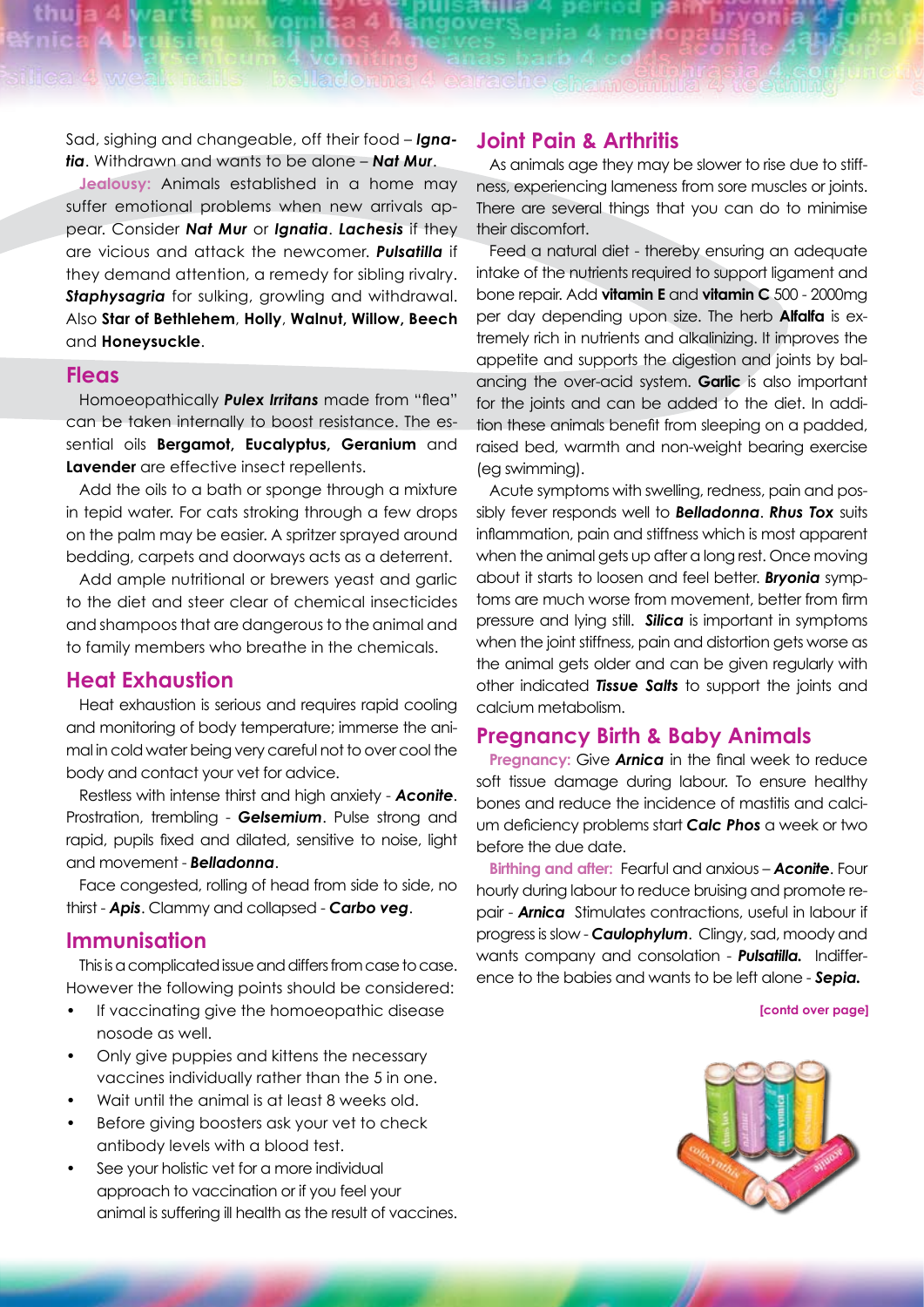Sad, sighing and changeable, off their food – ***Ignatia***. Withdrawn and wants to be alone – ***Nat Mur***.

**Jealousy:** Animals established in a home may suffer emotional problems when new arrivals appear. Consider ***Nat Mur*** or ***Ignatia***. ***Lachesis*** if they are vicious and attack the newcomer. ***Pulsatilla*** if they demand attention, a remedy for sibling rivalry. ***Staphysagria*** for sulking, growling and withdrawal. Also **Star of Bethlehem**, **Holly**, **Walnut, Willow, Beech** and **Honeysuckle**.

## Fleas

Homoeopathically ***Pulex Irritans*** made from "flea" can be taken internally to boost resistance. The essential oils **Bergamot, Eucalyptus, Geranium** and **Lavender** are effective insect repellents.

Add the oils to a bath or sponge through a mixture in tepid water. For cats stroking through a few drops on the palm may be easier. A spritzer sprayed around bedding, carpets and doorways acts as a deterrent.

Add ample nutritional or brewers yeast and garlic to the diet and steer clear of chemical insecticides and shampoos that are dangerous to the animal and to family members who breathe in the chemicals.

## Heat Exhaustion

Heat exhaustion is serious and requires rapid cooling and monitoring of body temperature; immerse the animal in cold water being very careful not to over cool the body and contact your vet for advice.

Restless with intense thirst and high anxiety - ***Aconite***. Prostration, trembling - ***Gelsemium***. Pulse strong and rapid, pupils fixed and dilated, sensitive to noise, light and movement - ***Belladonna***.

Face congested, rolling of head from side to side, no thirst - ***Apis***. Clammy and collapsed - ***Carbo veg***.

## Immunisation

This is a complicated issue and differs from case to case. However the following points should be considered:

- If vaccinating give the homoeopathic disease nosode as well.
- Only give puppies and kittens the necessary vaccines individually rather than the 5 in one.
- Wait until the animal is at least 8 weeks old.
- Before giving boosters ask your vet to check antibody levels with a blood test.
- See your holistic vet for a more individual approach to vaccination or if you feel your animal is suffering ill health as the result of vaccines.

## Joint Pain & Arthritis

As animals age they may be slower to rise due to stiffness, experiencing lameness from sore muscles or joints. There are several things that you can do to minimise their discomfort.

Feed a natural diet - thereby ensuring an adequate intake of the nutrients required to support ligament and bone repair. Add **vitamin E** and **vitamin C** 500 - 2000mg per day depending upon size. The herb **Alfalfa** is extremely rich in nutrients and alkalinizing. It improves the appetite and supports the digestion and joints by balancing the over-acid system. **Garlic** is also important for the joints and can be added to the diet. In addition these animals benefit from sleeping on a padded, raised bed, warmth and non-weight bearing exercise (eg swimming).

Acute symptoms with swelling, redness, pain and possibly fever responds well to ***Belladonna***. ***Rhus Tox*** suits inflammation, pain and stiffness which is most apparent when the animal gets up after a long rest. Once moving about it starts to loosen and feel better. ***Bryonia*** symptoms are much worse from movement, better from firm pressure and lying still. ***Silica*** is important in symptoms when the joint stiffness, pain and distortion gets worse as the animal gets older and can be given regularly with other indicated ***Tissue Salts*** to support the joints and calcium metabolism.

## Pregnancy Birth & Baby Animals

**Pregnancy:** Give ***Arnica*** in the final week to reduce soft tissue damage during labour. To ensure healthy bones and reduce the incidence of mastitis and calcium deficiency problems start ***Calc Phos*** a week or two before the due date.

**Birthing and after:** Fearful and anxious – ***Aconite***. Four hourly during labour to reduce bruising and promote repair - ***Arnica*** Stimulates contractions, useful in labour if progress is slow - ***Caulophylum***. Clingy, sad, moody and wants company and consolation - ***Pulsatilla.*** Indifference to the babies and wants to be left alone - ***Sepia.***

**[contd over page]**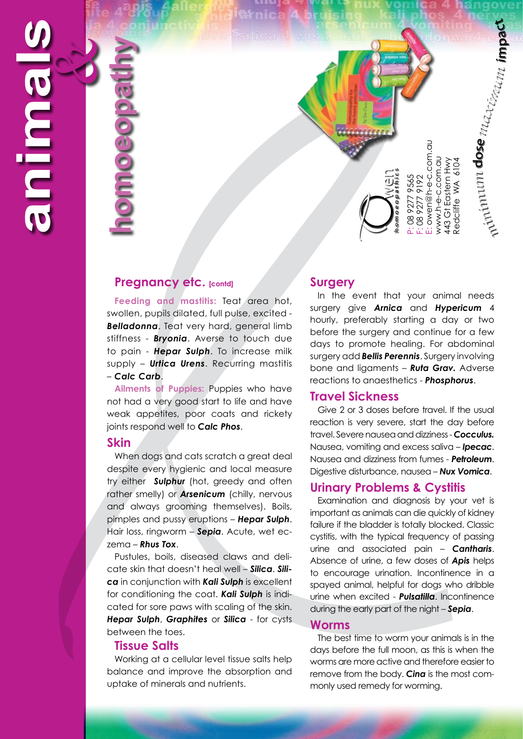# animals & homoeopathy

Owen homoeopathics
P: 08 9277 9565
F: 08 9277 9192
E: owen@h-e-c.com.au
www.h-e-c.com.au
443 Gt Eastern Hwy
Redcliffe WA 6104

*minimum* **dose** *maximum* **impact**

## Pregnancy etc. [contd]

**Feeding and mastitis:** Teat area hot, swollen, pupils dilated, full pulse, excited - ***Belladonna***. Teat very hard, general limb stiffness - ***Bryonia***. Averse to touch due to pain - ***Hepar Sulph***. To increase milk supply – ***Urtica Urens***. Recurring mastitis – ***Calc Carb***.

**Ailments of Puppies:** Puppies who have not had a very good start to life and have weak appetites, poor coats and rickety joints respond well to ***Calc Phos***.

## Skin

When dogs and cats scratch a great deal despite every hygienic and local measure try either ***Sulphur*** (hot, greedy and often rather smelly) or ***Arsenicum*** (chilly, nervous and always grooming themselves). Boils, pimples and pussy eruptions – ***Hepar Sulph***. Hair loss, ringworm – ***Sepia***. Acute, wet eczema – ***Rhus Tox***.

Pustules, boils, diseased claws and delicate skin that doesn't heal well – ***Silica***. ***Silica*** in conjunction with ***Kali Sulph*** is excellent for conditioning the coat. ***Kali Sulph*** is indicated for sore paws with scaling of the skin. ***Hepar Sulph***, ***Graphites*** or ***Silica*** - for cysts between the toes.

## Tissue Salts

Working at a cellular level tissue salts help balance and improve the absorption and uptake of minerals and nutrients.

## Surgery

In the event that your animal needs surgery give ***Arnica*** and ***Hypericum*** 4 hourly, preferably starting a day or two before the surgery and continue for a few days to promote healing. For abdominal surgery add ***Bellis Perennis***. Surgery involving bone and ligaments – ***Ruta Grav.*** Adverse reactions to anaesthetics - ***Phosphorus***.

## Travel Sickness

Give 2 or 3 doses before travel. If the usual reaction is very severe, start the day before travel. Severe nausea and dizziness - ***Cocculus.*** Nausea, vomiting and excess saliva – ***Ipecac***. Nausea and dizziness from fumes - ***Petroleum***. Digestive disturbance, nausea – ***Nux Vomica***.

## Urinary Problems & Cystitis

Examination and diagnosis by your vet is important as animals can die quickly of kidney failure if the bladder is totally blocked. Classic cystitis, with the typical frequency of passing urine and associated pain – ***Cantharis***. Absence of urine, a few doses of ***Apis*** helps to encourage urination. Incontinence in a spayed animal, helpful for dogs who dribble urine when excited - ***Pulsatilla***. Incontinence during the early part of the night – ***Sepia***.

## Worms

The best time to worm your animals is in the days before the full moon, as this is when the worms are more active and therefore easier to remove from the body. ***Cina*** is the most commonly used remedy for worming.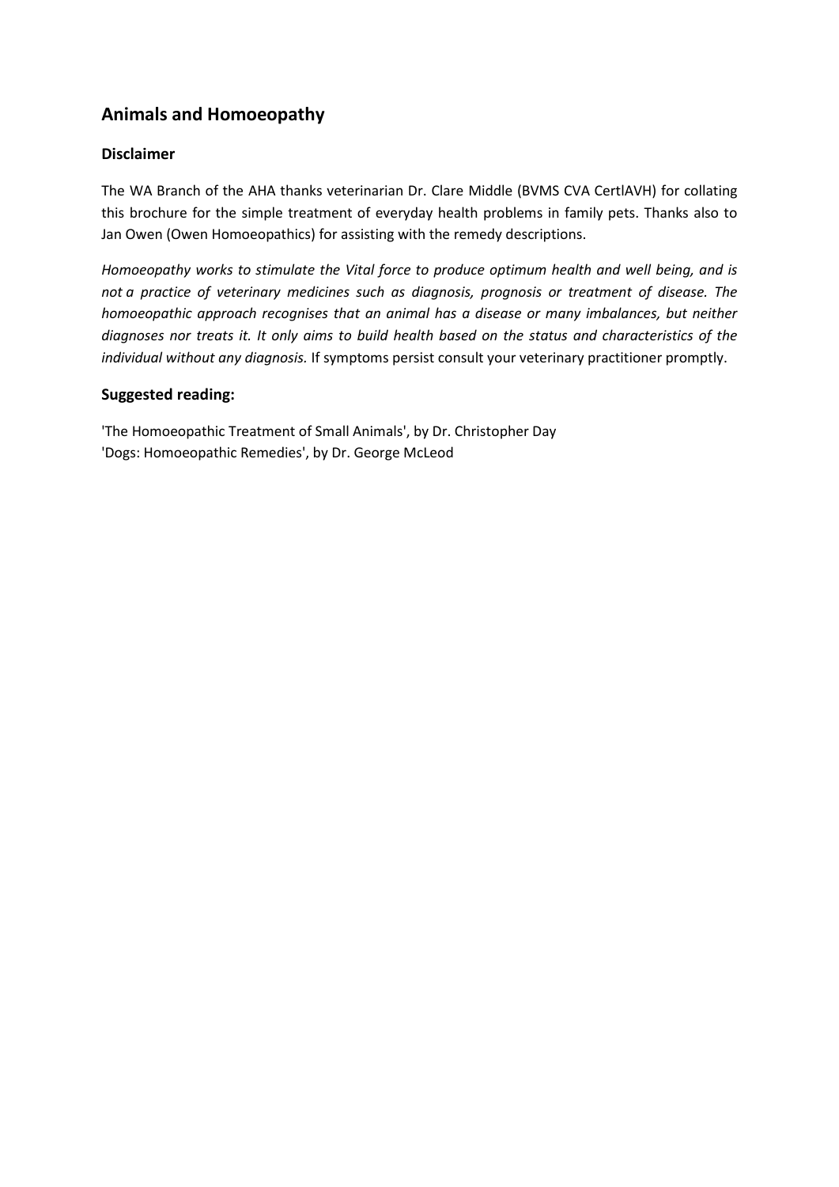## Animals and Homoeopathy

### Disclaimer

The WA Branch of the AHA thanks veterinarian Dr. Clare Middle (BVMS CVA CertlAVH) for collating this brochure for the simple treatment of everyday health problems in family pets. Thanks also to Jan Owen (Owen Homoeopathics) for assisting with the remedy descriptions.

*Homoeopathy works to stimulate the Vital force to produce optimum health and well being, and is not a practice of veterinary medicines such as diagnosis, prognosis or treatment of disease. The homoeopathic approach recognises that an animal has a disease or many imbalances, but neither diagnoses nor treats it. It only aims to build health based on the status and characteristics of the individual without any diagnosis.* If symptoms persist consult your veterinary practitioner promptly.

### Suggested reading:

'The Homoeopathic Treatment of Small Animals', by Dr. Christopher Day
'Dogs: Homoeopathic Remedies', by Dr. George McLeod